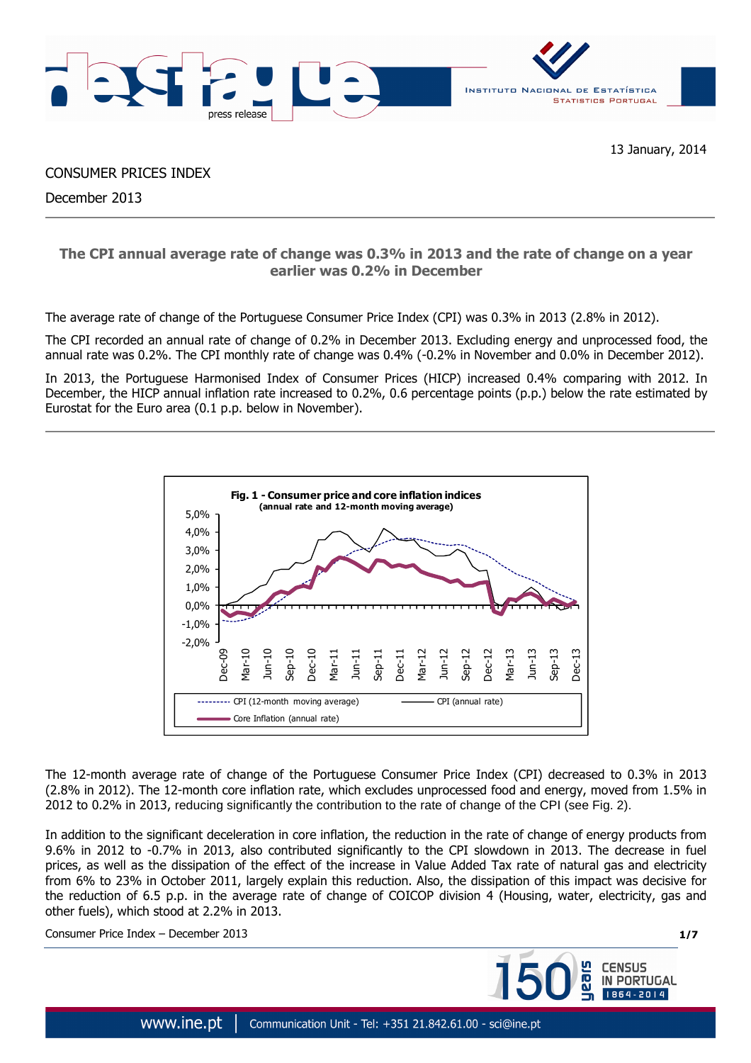13 January, 2014

CONSUMER PRICES INDEX

December 2013

## The CPI annual average rate of change was 0.3% in 2013 and the rate of change on a year earlier was 0.2% in December

The average rate of change of the Portuguese Consumer Price Index (CPI) was 0.3% in 2013 (2.8% in 2012).

The CPI recorded an annual rate of change of 0.2% in December 2013. Excluding energy and unprocessed food, the annual rate was 0.2%. The CPI monthly rate of change was 0.4% (-0.2% in November and 0.0% in December 2012).

In 2013, the Portuguese Harmonised Index of Consumer Prices (HICP) increased 0.4% comparing with 2012. In December, the HICP annual inflation rate increased to 0.2%, 0.6 percentage points (p.p.) below the rate estimated by Eurostat for the Euro area (0.1 p.p. below in November).

**Fig. 1 - Consumer price and core inflation indices**
(annual rate and 12-month moving average)

The 12-month average rate of change of the Portuguese Consumer Price Index (CPI) decreased to 0.3% in 2013 (2.8% in 2012). The 12-month core inflation rate, which excludes unprocessed food and energy, moved from 1.5% in 2012 to 0.2% in 2013, reducing significantly the contribution to the rate of change of the CPI (see Fig. 2).

In addition to the significant deceleration in core inflation, the reduction in the rate of change of energy products from 9.6% in 2012 to -0.7% in 2013, also contributed significantly to the CPI slowdown in 2013. The decrease in fuel prices, as well as the dissipation of the effect of the increase in Value Added Tax rate of natural gas and electricity from 6% to 23% in October 2011, largely explain this reduction. Also, the dissipation of this impact was decisive for the reduction of 6.5 p.p. in the average rate of change of COICOP division 4 (Housing, water, electricity, gas and other fuels), which stood at 2.2% in 2013.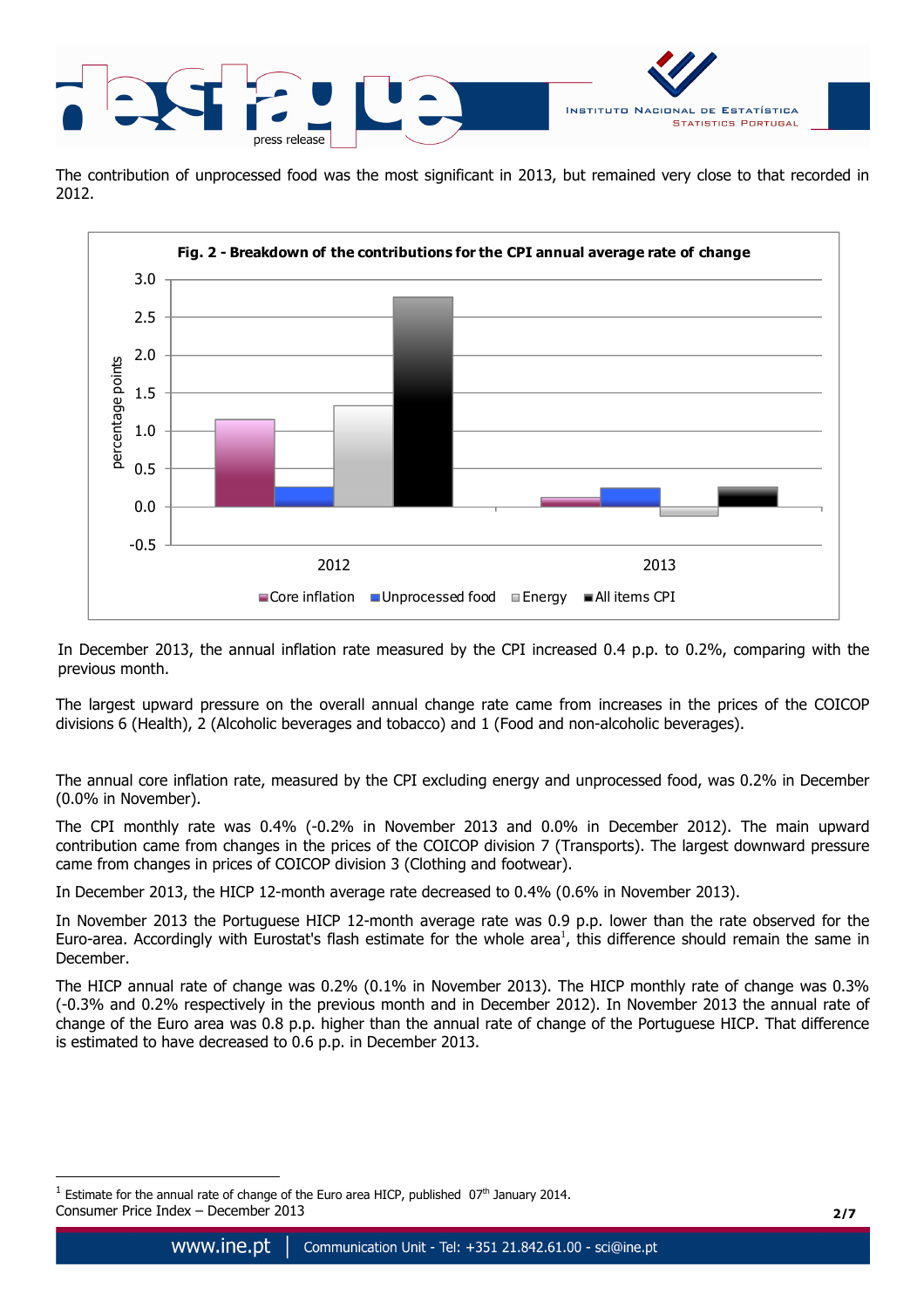The contribution of unprocessed food was the most significant in 2013, but remained very close to that recorded in 2012.

**Fig. 2 - Breakdown of the contributions for the CPI annual average rate of change**

In December 2013, the annual inflation rate measured by the CPI increased 0.4 p.p. to 0.2%, comparing with the previous month.

The largest upward pressure on the overall annual change rate came from increases in the prices of the COICOP divisions 6 (Health), 2 (Alcoholic beverages and tobacco) and 1 (Food and non-alcoholic beverages).

The annual core inflation rate, measured by the CPI excluding energy and unprocessed food, was 0.2% in December (0.0% in November).

The CPI monthly rate was 0.4% (-0.2% in November 2013 and 0.0% in December 2012). The main upward contribution came from changes in the prices of the COICOP division 7 (Transports). The largest downward pressure came from changes in prices of COICOP division 3 (Clothing and footwear).

In December 2013, the HICP 12-month average rate decreased to 0.4% (0.6% in November 2013).

In November 2013 the Portuguese HICP 12-month average rate was 0.9 p.p. lower than the rate observed for the Euro-area. Accordingly with Eurostat's flash estimate for the whole area[1], this difference should remain the same in December.

The HICP annual rate of change was 0.2% (0.1% in November 2013). The HICP monthly rate of change was 0.3% (-0.3% and 0.2% respectively in the previous month and in December 2012). In November 2013 the annual rate of change of the Euro area was 0.8 p.p. higher than the annual rate of change of the Portuguese HICP. That difference is estimated to have decreased to 0.6 p.p. in December 2013.

[1] Estimate for the annual rate of change of the Euro area HICP, published 07th January 2014.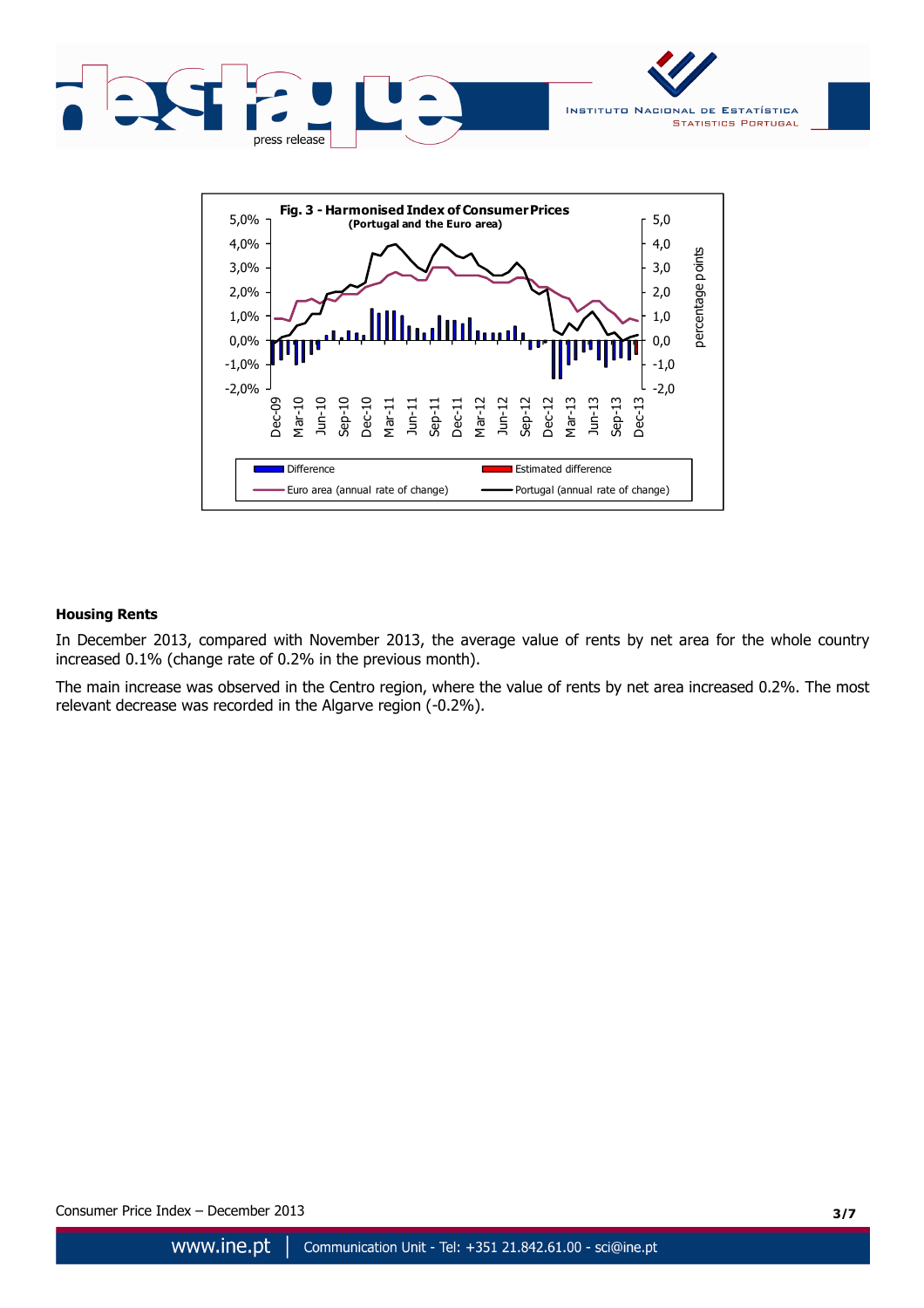**Fig. 3 - Harmonised Index of Consumer Prices**
**(Portugal and the Euro area)**

## Housing Rents

In December 2013, compared with November 2013, the average value of rents by net area for the whole country increased 0.1% (change rate of 0.2% in the previous month).

The main increase was observed in the Centro region, where the value of rents by net area increased 0.2%. The most relevant decrease was recorded in the Algarve region (-0.2%).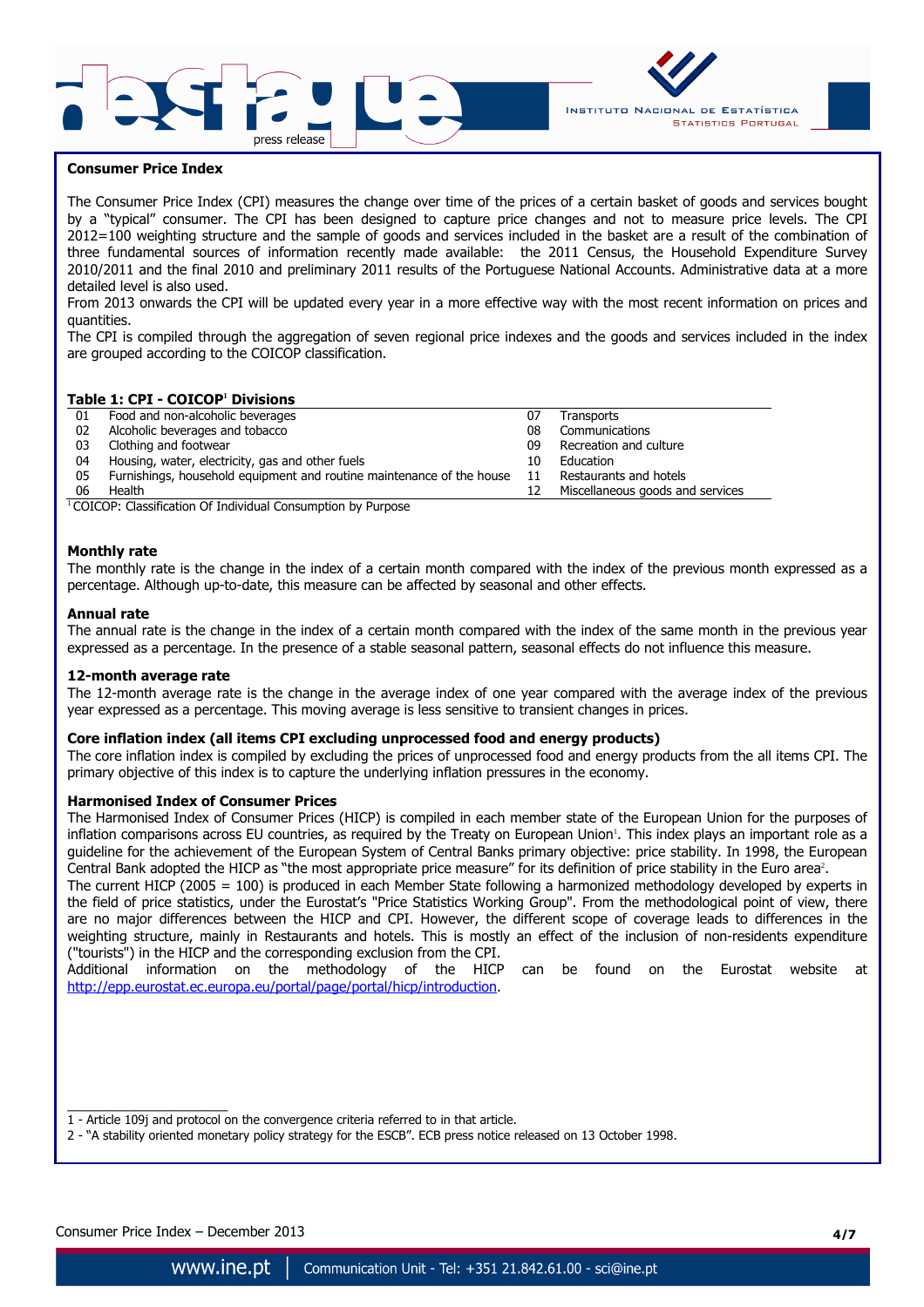## Consumer Price Index

The Consumer Price Index (CPI) measures the change over time of the prices of a certain basket of goods and services bought by a "typical" consumer. The CPI has been designed to capture price changes and not to measure price levels. The CPI 2012=100 weighting structure and the sample of goods and services included in the basket are a result of the combination of three fundamental sources of information recently made available: the 2011 Census, the Household Expenditure Survey 2010/2011 and the final 2010 and preliminary 2011 results of the Portuguese National Accounts. Administrative data at a more detailed level is also used.

From 2013 onwards the CPI will be updated every year in a more effective way with the most recent information on prices and quantities.

The CPI is compiled through the aggregation of seven regional price indexes and the goods and services included in the index are grouped according to the COICOP classification.

**Table 1: CPI - COICOP[1] Divisions**

| | | | |
|---|---|---|---|
| 01 | Food and non-alcoholic beverages | 07 | Transports |
| 02 | Alcoholic beverages and tobacco | 08 | Communications |
| 03 | Clothing and footwear | 09 | Recreation and culture |
| 04 | Housing, water, electricity, gas and other fuels | 10 | Education |
| 05 | Furnishings, household equipment and routine maintenance of the house | 11 | Restaurants and hotels |
| 06 | Health | 12 | Miscellaneous goods and services |

[1] COICOP: Classification Of Individual Consumption by Purpose

### Monthly rate

The monthly rate is the change in the index of a certain month compared with the index of the previous month expressed as a percentage. Although up-to-date, this measure can be affected by seasonal and other effects.

### Annual rate

The annual rate is the change in the index of a certain month compared with the index of the same month in the previous year expressed as a percentage. In the presence of a stable seasonal pattern, seasonal effects do not influence this measure.

### 12-month average rate

The 12-month average rate is the change in the average index of one year compared with the average index of the previous year expressed as a percentage. This moving average is less sensitive to transient changes in prices.

### Core inflation index (all items CPI excluding unprocessed food and energy products)

The core inflation index is compiled by excluding the prices of unprocessed food and energy products from the all items CPI. The primary objective of this index is to capture the underlying inflation pressures in the economy.

### Harmonised Index of Consumer Prices

The Harmonised Index of Consumer Prices (HICP) is compiled in each member state of the European Union for the purposes of inflation comparisons across EU countries, as required by the Treaty on European Union[1]. This index plays an important role as a guideline for the achievement of the European System of Central Banks primary objective: price stability. In 1998, the European Central Bank adopted the HICP as "the most appropriate price measure" for its definition of price stability in the Euro area[2].

The current HICP (2005 = 100) is produced in each Member State following a harmonized methodology developed by experts in the field of price statistics, under the Eurostat's "Price Statistics Working Group". From the methodological point of view, there are no major differences between the HICP and CPI. However, the different scope of coverage leads to differences in the weighting structure, mainly in Restaurants and hotels. This is mostly an effect of the inclusion of non-residents expenditure ("tourists") in the HICP and the corresponding exclusion from the CPI.

Additional information on the methodology of the HICP can be found on the Eurostat website at http://epp.eurostat.ec.europa.eu/portal/page/portal/hicp/introduction.

---

1 - Article 109j and protocol on the convergence criteria referred to in that article.

2 - "A stability oriented monetary policy strategy for the ESCB". ECB press notice released on 13 October 1998.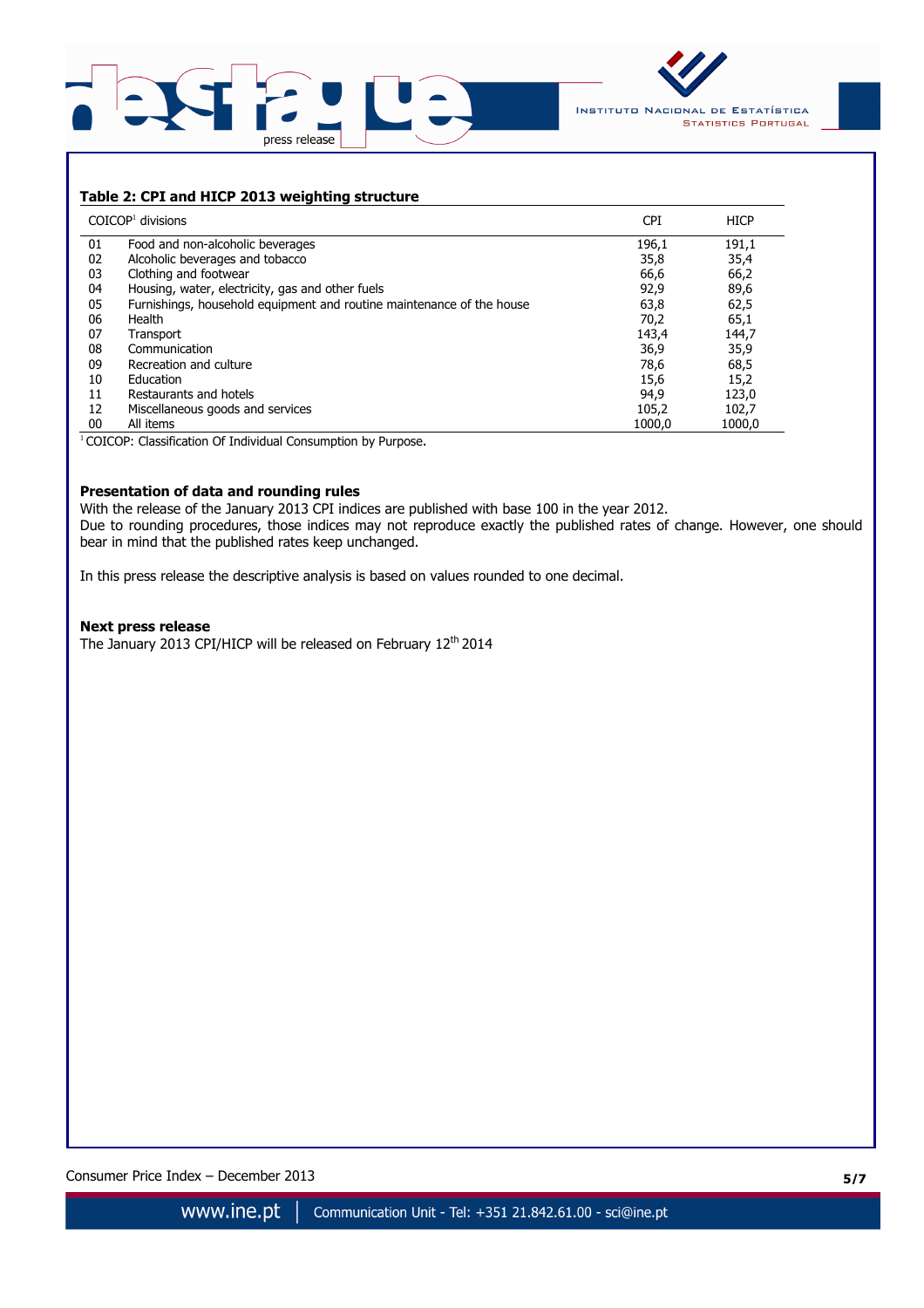**Table 2: CPI and HICP 2013 weighting structure**

| COICOP[1] divisions | | CPI | HICP |
|---|---|---|---|
| 01 | Food and non-alcoholic beverages | 196,1 | 191,1 |
| 02 | Alcoholic beverages and tobacco | 35,8 | 35,4 |
| 03 | Clothing and footwear | 66,6 | 66,2 |
| 04 | Housing, water, electricity, gas and other fuels | 92,9 | 89,6 |
| 05 | Furnishings, household equipment and routine maintenance of the house | 63,8 | 62,5 |
| 06 | Health | 70,2 | 65,1 |
| 07 | Transport | 143,4 | 144,7 |
| 08 | Communication | 36,9 | 35,9 |
| 09 | Recreation and culture | 78,6 | 68,5 |
| 10 | Education | 15,6 | 15,2 |
| 11 | Restaurants and hotels | 94,9 | 123,0 |
| 12 | Miscellaneous goods and services | 105,2 | 102,7 |
| 00 | All items | 1000,0 | 1000,0 |

[1] COICOP: Classification Of Individual Consumption by Purpose.

**Presentation of data and rounding rules**

With the release of the January 2013 CPI indices are published with base 100 in the year 2012.
Due to rounding procedures, those indices may not reproduce exactly the published rates of change. However, one should bear in mind that the published rates keep unchanged.

In this press release the descriptive analysis is based on values rounded to one decimal.

**Next press release**

The January 2013 CPI/HICP will be released on February 12th 2014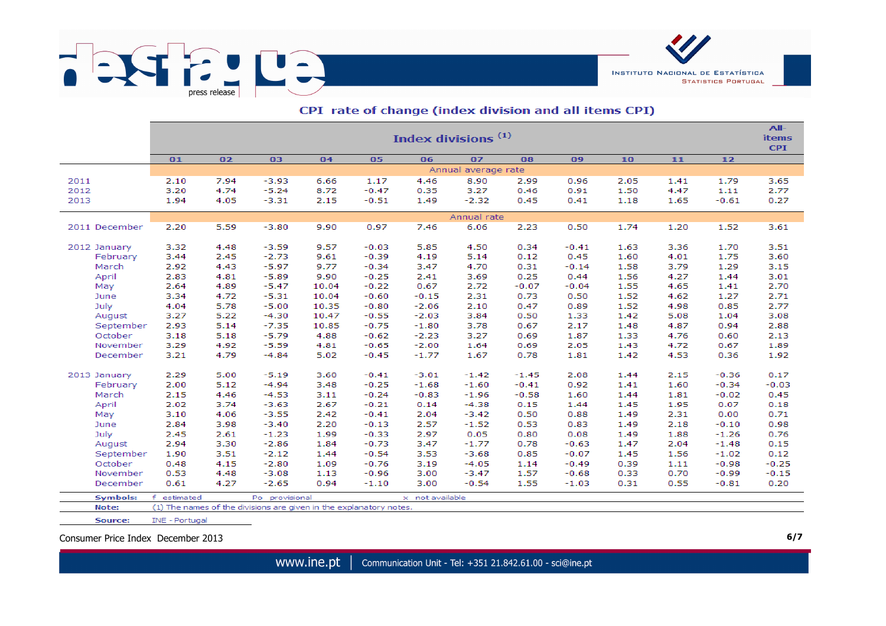## CPI rate of change (index division and all items CPI)

| | Index divisions (1) | | | | | | | | | | | | All-items CPI |
|---|---|---|---|---|---|---|---|---|---|---|---|---|---|
| | 01 | 02 | 03 | 04 | 05 | 06 | 07 | 08 | 09 | 10 | 11 | 12 | |
| | Annual average rate | | | | | | | | | | | | |
| 2011 | 2.10 | 7.94 | -3.93 | 6.66 | 1.17 | 4.46 | 8.90 | 2.99 | 0.96 | 2.05 | 1.41 | 1.79 | 3.65 |
| 2012 | 3.20 | 4.74 | -5.24 | 8.72 | -0.47 | 0.35 | 3.27 | 0.46 | 0.91 | 1.50 | 4.47 | 1.11 | 2.77 |
| 2013 | 1.94 | 4.05 | -3.31 | 2.15 | -0.51 | 1.49 | -2.32 | 0.45 | 0.41 | 1.18 | 1.65 | -0.61 | 0.27 |
| | Annual rate | | | | | | | | | | | | |
| 2011 December | 2.20 | 5.59 | -3.80 | 9.90 | 0.97 | 7.46 | 6.06 | 2.23 | 0.50 | 1.74 | 1.20 | 1.52 | 3.61 |
| 2012 January | 3.32 | 4.48 | -3.59 | 9.57 | -0.03 | 5.85 | 4.50 | 0.34 | -0.41 | 1.63 | 3.36 | 1.70 | 3.51 |
| February | 3.44 | 2.45 | -2.73 | 9.61 | -0.39 | 4.19 | 5.14 | 0.12 | 0.45 | 1.60 | 4.01 | 1.75 | 3.60 |
| March | 2.92 | 4.43 | -5.97 | 9.77 | -0.34 | 3.47 | 4.70 | 0.31 | -0.14 | 1.58 | 3.79 | 1.29 | 3.15 |
| April | 2.83 | 4.81 | -5.89 | 9.90 | -0.25 | 2.41 | 3.69 | 0.25 | 0.44 | 1.56 | 4.27 | 1.44 | 3.01 |
| May | 2.64 | 4.89 | -5.47 | 10.04 | -0.22 | 0.67 | 2.72 | -0.07 | -0.04 | 1.55 | 4.65 | 1.41 | 2.70 |
| June | 3.34 | 4.72 | -5.31 | 10.04 | -0.60 | -0.15 | 2.31 | 0.73 | 0.50 | 1.52 | 4.62 | 1.27 | 2.71 |
| July | 4.04 | 5.78 | -5.00 | 10.35 | -0.80 | -2.06 | 2.10 | 0.47 | 0.89 | 1.52 | 4.98 | 0.85 | 2.77 |
| August | 3.27 | 5.22 | -4.30 | 10.47 | -0.55 | -2.03 | 3.84 | 0.50 | 1.33 | 1.42 | 5.08 | 1.04 | 3.08 |
| September | 2.93 | 5.14 | -7.35 | 10.85 | -0.75 | -1.80 | 3.78 | 0.67 | 2.17 | 1.48 | 4.87 | 0.94 | 2.88 |
| October | 3.18 | 5.18 | -5.79 | 4.88 | -0.62 | -2.23 | 3.27 | 0.69 | 1.87 | 1.33 | 4.76 | 0.60 | 2.13 |
| November | 3.29 | 4.92 | -5.59 | 4.81 | -0.65 | -2.00 | 1.64 | 0.69 | 2.05 | 1.43 | 4.72 | 0.67 | 1.89 |
| December | 3.21 | 4.79 | -4.84 | 5.02 | -0.45 | -1.77 | 1.67 | 0.78 | 1.81 | 1.42 | 4.53 | 0.36 | 1.92 |
| 2013 January | 2.29 | 5.00 | -5.19 | 3.60 | -0.41 | -3.01 | -1.42 | -1.45 | 2.08 | 1.44 | 2.15 | -0.36 | 0.17 |
| February | 2.00 | 5.12 | -4.94 | 3.48 | -0.25 | -1.68 | -1.60 | -0.41 | 0.92 | 1.41 | 1.60 | -0.34 | -0.03 |
| March | 2.15 | 4.46 | -4.53 | 3.11 | -0.24 | -0.83 | -1.96 | -0.58 | 1.60 | 1.44 | 1.81 | -0.02 | 0.45 |
| April | 2.02 | 3.74 | -3.63 | 2.67 | -0.21 | 0.14 | -4.38 | 0.15 | 1.44 | 1.45 | 1.95 | 0.07 | 0.18 |
| May | 3.10 | 4.06 | -3.55 | 2.42 | -0.41 | 2.04 | -3.42 | 0.50 | 0.88 | 1.49 | 2.31 | 0.00 | 0.71 |
| June | 2.84 | 3.98 | -3.40 | 2.20 | -0.13 | 2.57 | -1.52 | 0.53 | 0.83 | 1.49 | 2.18 | -0.10 | 0.98 |
| July | 2.45 | 2.61 | -1.23 | 1.99 | -0.33 | 2.97 | 0.05 | 0.80 | 0.08 | 1.49 | 1.88 | -1.26 | 0.76 |
| August | 2.94 | 3.30 | -2.86 | 1.84 | -0.73 | 3.47 | -1.77 | 0.78 | -0.63 | 1.47 | 2.04 | -1.48 | 0.15 |
| September | 1.90 | 3.51 | -2.12 | 1.44 | -0.54 | 3.53 | -3.68 | 0.85 | -0.07 | 1.45 | 1.56 | -1.02 | 0.12 |
| October | 0.48 | 4.15 | -2.80 | 1.09 | -0.76 | 3.19 | -4.05 | 1.14 | -0.49 | 0.39 | 1.11 | -0.98 | -0.25 |
| November | 0.53 | 4.48 | -3.08 | 1.13 | -0.96 | 3.00 | -3.47 | 1.57 | -0.68 | 0.33 | 0.70 | -0.99 | -0.15 |
| December | 0.61 | 4.27 | -2.65 | 0.94 | -1.10 | 3.00 | -0.54 | 1.55 | -1.03 | 0.31 | 0.55 | -0.81 | 0.20 |

**Symbols:** f estimated Po provisional x not available

**Note:** (1) The names of the divisions are given in the explanatory notes.

**Source:** INE - Portugal

Consumer Price Index December 2013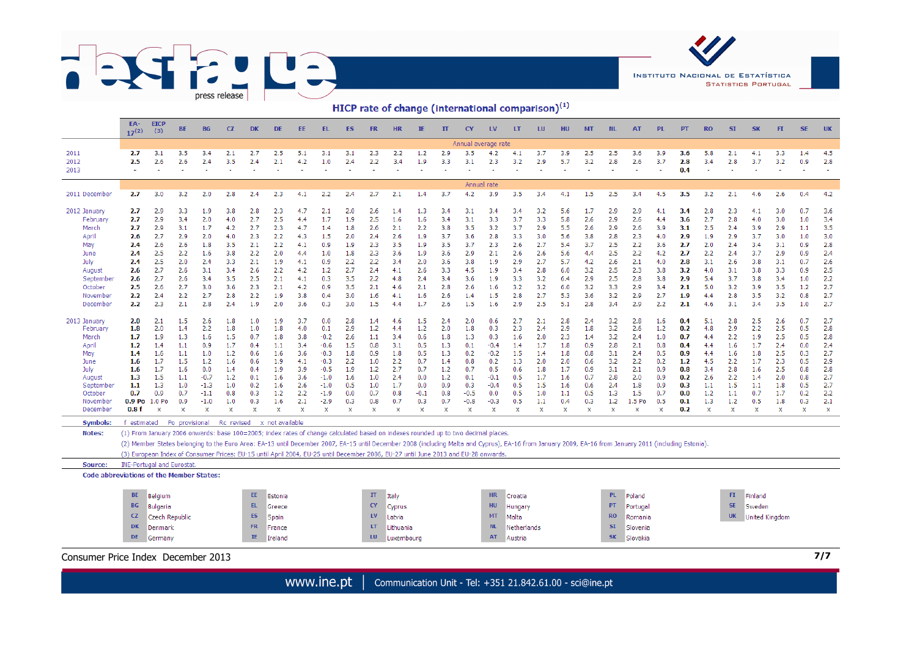## HICP rate of change (international comparison)[1]

| | EA-17[2] | EICP (3) | BE | BG | CZ | DK | DE | EE | EL | ES | FR | HR | IE | IT | CY | LV | LT | LU | HU | MT | NL | AT | PL | PT | RO | SI | SK | FI | SE | UK |
|---|---|---|---|---|---|---|---|---|---|---|---|---|---|---|---|---|---|---|---|---|---|---|---|---|---|---|---|---|---|---|
| | Annual average rate | | | | | | | | | | | | | | | | | | | | | | | | | | | | | |
| 2011 | **2.7** | 3.1 | 3.5 | 3.4 | 2.1 | 2.7 | 2.5 | 5.1 | 3.1 | 3.1 | 2.3 | 2.2 | 1.2 | 2.9 | 3.5 | 4.2 | 4.1 | 3.7 | 3.9 | 2.5 | 2.5 | 3.6 | 3.9 | **3.6** | 5.8 | 2.1 | 4.1 | 3.3 | 1.4 | 4.5 |
| 2012 | **2.5** | 2.6 | 2.6 | 2.4 | 3.5 | 2.4 | 2.1 | 4.2 | 1.0 | 2.4 | 2.2 | 3.4 | 1.9 | 3.3 | 3.1 | 2.3 | 3.2 | 2.9 | 5.7 | 3.2 | 2.8 | 2.6 | 3.7 | **2.8** | 3.4 | 2.8 | 3.7 | 3.2 | 0.9 | 2.8 |
| 2013 | **-** | - | - | - | - | - | - | - | - | - | - | - | - | - | - | - | - | - | - | - | - | - | - | **0.4** | - | - | - | - | - | - |
| | Annual rate | | | | | | | | | | | | | | | | | | | | | | | | | | | | | |
| 2011 December | **2.7** | 3.0 | 3.2 | 2.0 | 2.8 | 2.4 | 2.3 | 4.1 | 2.2 | 2.4 | 2.7 | 2.1 | 1.4 | 3.7 | 4.2 | 3.9 | 3.5 | 3.4 | 4.1 | 1.5 | 2.5 | 3.4 | 4.5 | **3.5** | 3.2 | 2.1 | 4.6 | 2.6 | 0.4 | 4.2 |
| 2012 January | **2.7** | 2.9 | 3.3 | 1.9 | 3.8 | 2.8 | 2.3 | 4.7 | 2.1 | 2.0 | 2.6 | 1.4 | 1.3 | 3.4 | 3.1 | 3.4 | 3.4 | 3.2 | 5.6 | 1.7 | 2.9 | 2.9 | 4.1 | **3.4** | 2.8 | 2.3 | 4.1 | 3.0 | 0.7 | 3.6 |
| February | **2.7** | 2.9 | 3.4 | 2.0 | 4.0 | 2.7 | 2.5 | 4.4 | 1.7 | 1.9 | 2.5 | 1.6 | 1.6 | 3.4 | 3.1 | 3.3 | 3.7 | 3.3 | 5.8 | 2.6 | 2.9 | 2.6 | 4.4 | **3.6** | 2.7 | 2.8 | 4.0 | 3.0 | 1.0 | 3.4 |
| March | **2.7** | 2.9 | 3.1 | 1.7 | 4.2 | 2.7 | 2.3 | 4.7 | 1.4 | 1.8 | 2.6 | 2.1 | 2.2 | 3.8 | 3.5 | 3.2 | 3.7 | 2.9 | 5.5 | 2.6 | 2.9 | 2.6 | 3.9 | **3.1** | 2.5 | 2.4 | 3.9 | 2.9 | 1.1 | 3.5 |
| April | **2.6** | 2.7 | 2.9 | 2.0 | 4.0 | 2.3 | 2.2 | 4.3 | 1.5 | 2.0 | 2.4 | 2.6 | 1.9 | 3.7 | 3.6 | 2.8 | 3.3 | 3.0 | 5.6 | 3.8 | 2.8 | 2.3 | 4.0 | **2.9** | 1.9 | 2.9 | 3.7 | 3.0 | 1.0 | 3.0 |
| May | **2.4** | 2.6 | 2.6 | 1.8 | 3.5 | 2.1 | 2.2 | 4.1 | 0.9 | 1.9 | 2.3 | 3.5 | 1.9 | 3.5 | 3.7 | 2.3 | 2.6 | 2.7 | 5.4 | 3.7 | 2.5 | 2.2 | 3.6 | **2.7** | 2.0 | 2.4 | 3.4 | 3.1 | 0.9 | 2.8 |
| June | **2.4** | 2.5 | 2.2 | 1.6 | 3.8 | 2.2 | 2.0 | 4.4 | 1.0 | 1.8 | 2.3 | 3.6 | 1.9 | 3.6 | 2.9 | 2.1 | 2.6 | 2.6 | 5.6 | 4.4 | 2.5 | 2.2 | 4.2 | **2.7** | 2.2 | 2.4 | 3.7 | 2.9 | 0.9 | 2.4 |
| July | **2.4** | 2.5 | 2.0 | 2.4 | 3.3 | 2.1 | 1.9 | 4.1 | 0.9 | 2.2 | 2.2 | 3.4 | 2.0 | 3.6 | 3.8 | 1.9 | 2.9 | 2.7 | 5.7 | 4.2 | 2.6 | 2.1 | 4.0 | **2.8** | 3.1 | 2.6 | 3.8 | 3.1 | 0.7 | 2.6 |
| August | **2.6** | 2.7 | 2.6 | 3.1 | 3.4 | 2.6 | 2.2 | 4.2 | 1.2 | 2.7 | 2.4 | 4.1 | 2.6 | 3.3 | 4.5 | 1.9 | 3.4 | 2.8 | 6.0 | 3.2 | 2.5 | 2.3 | 3.8 | **3.2** | 4.0 | 3.1 | 3.8 | 3.3 | 0.9 | 2.5 |
| September | **2.6** | 2.7 | 2.6 | 3.4 | 3.5 | 2.5 | 2.1 | 4.1 | 0.3 | 3.5 | 2.2 | 4.8 | 2.4 | 3.4 | 3.6 | 1.9 | 3.3 | 3.2 | 6.4 | 2.9 | 2.5 | 2.8 | 3.8 | **2.9** | 5.4 | 3.7 | 3.8 | 3.4 | 1.0 | 2.2 |
| October | **2.5** | 2.6 | 2.7 | 3.0 | 3.6 | 2.3 | 2.1 | 4.2 | 0.9 | 3.5 | 2.1 | 4.6 | 2.1 | 2.8 | 2.6 | 1.6 | 3.2 | 3.2 | 6.0 | 3.2 | 3.3 | 2.9 | 3.4 | **2.1** | 5.0 | 3.2 | 3.9 | 3.5 | 1.2 | 2.7 |
| November | **2.2** | 2.4 | 2.2 | 2.7 | 2.8 | 2.2 | 1.9 | 3.8 | 0.4 | 3.0 | 1.6 | 4.1 | 1.6 | 2.6 | 1.4 | 1.5 | 2.8 | 2.7 | 5.3 | 3.6 | 3.2 | 2.9 | 2.7 | **1.9** | 4.4 | 2.8 | 3.5 | 3.2 | 0.8 | 2.7 |
| December | **2.2** | 2.3 | 2.1 | 2.8 | 2.4 | 1.9 | 2.0 | 3.6 | 0.3 | 3.0 | 1.5 | 4.4 | 1.7 | 2.6 | 1.5 | 1.6 | 2.9 | 2.5 | 5.1 | 2.8 | 3.4 | 2.9 | 2.2 | **2.1** | 4.6 | 3.1 | 3.4 | 3.5 | 1.0 | 2.7 |
| 2013 January | **2.0** | 2.1 | 1.5 | 2.6 | 1.8 | 1.0 | 1.9 | 3.7 | 0.0 | 2.8 | 1.4 | 4.6 | 1.5 | 2.4 | 2.0 | 0.6 | 2.7 | 2.1 | 2.8 | 2.4 | 3.2 | 2.8 | 1.6 | **0.4** | 5.1 | 2.8 | 2.5 | 2.6 | 0.7 | 2.7 |
| February | **1.8** | 2.0 | 1.4 | 2.2 | 1.8 | 1.0 | 1.8 | 4.0 | 0.1 | 2.9 | 1.2 | 4.4 | 1.2 | 2.0 | 1.8 | 0.3 | 2.3 | 2.4 | 2.9 | 1.8 | 3.2 | 2.6 | 1.2 | **0.2** | 4.8 | 2.9 | 2.2 | 2.5 | 0.5 | 2.8 |
| March | **1.7** | 1.9 | 1.3 | 1.6 | 1.5 | 0.7 | 1.8 | 3.8 | -0.2 | 2.6 | 1.1 | 3.4 | 0.6 | 1.8 | 1.3 | 0.3 | 1.6 | 2.0 | 2.3 | 1.4 | 3.2 | 2.4 | 1.0 | **0.7** | 4.4 | 2.2 | 1.9 | 2.5 | 0.5 | 2.8 |
| April | **1.2** | 1.4 | 1.1 | 0.9 | 1.7 | 0.4 | 1.1 | 3.4 | -0.6 | 1.5 | 0.8 | 3.1 | 0.5 | 1.3 | 0.1 | -0.4 | 1.4 | 1.7 | 1.8 | 0.9 | 2.8 | 2.1 | 0.8 | **0.4** | 4.4 | 1.6 | 1.7 | 2.4 | 0.0 | 2.4 |
| May | **1.4** | 1.6 | 1.1 | 1.0 | 1.2 | 0.6 | 1.6 | 3.6 | -0.3 | 1.8 | 0.9 | 1.8 | 0.5 | 1.3 | 0.2 | -0.2 | 1.5 | 1.4 | 1.8 | 0.8 | 3.1 | 2.4 | 0.5 | **0.9** | 4.4 | 1.6 | 1.8 | 2.5 | 0.3 | 2.7 |
| June | **1.6** | 1.7 | 1.5 | 1.2 | 1.6 | 0.6 | 1.9 | 4.1 | -0.3 | 2.2 | 1.0 | 2.2 | 0.7 | 1.4 | 0.8 | 0.2 | 1.3 | 2.0 | 2.0 | 0.6 | 3.2 | 2.2 | 0.2 | **1.2** | 4.5 | 2.2 | 1.7 | 2.3 | 0.5 | 2.9 |
| July | **1.6** | 1.7 | 1.6 | 0.0 | 1.4 | 0.4 | 1.9 | 3.9 | -0.5 | 1.9 | 1.2 | 2.7 | 0.7 | 1.2 | 0.7 | 0.5 | 0.6 | 1.8 | 1.7 | 0.9 | 3.1 | 2.1 | 0.9 | **0.8** | 3.4 | 2.8 | 1.6 | 2.5 | 0.8 | 2.8 |
| August | **1.3** | 1.5 | 1.1 | -0.7 | 1.2 | 0.1 | 1.6 | 3.6 | -1.0 | 1.6 | 1.0 | 2.4 | 0.0 | 1.2 | 0.1 | -0.1 | 0.5 | 1.7 | 1.6 | 0.7 | 2.8 | 2.0 | 0.9 | **0.2** | 2.6 | 2.2 | 1.4 | 2.0 | 0.8 | 2.7 |
| September | **1.1** | 1.3 | 1.0 | -1.3 | 1.0 | 0.2 | 1.6 | 2.6 | -1.0 | 0.5 | 1.0 | 1.7 | 0.0 | 0.9 | 0.3 | -0.4 | 0.5 | 1.5 | 1.6 | 0.6 | 2.4 | 1.8 | 0.9 | **0.3** | 1.1 | 1.5 | 1.1 | 1.8 | 0.5 | 2.7 |
| October | **0.7** | 0.9 | 0.7 | -1.1 | 0.8 | 0.3 | 1.2 | 2.2 | -1.9 | 0.0 | 0.7 | 0.8 | -0.1 | 0.8 | -0.5 | 0.0 | 0.5 | 1.0 | 1.1 | 0.5 | 1.3 | 1.5 | 0.7 | **0.0** | 1.2 | 1.1 | 0.7 | 1.7 | 0.2 | 2.2 |
| November | **0.9 Po** | 1.0 Po | 0.9 | -1.0 | 1.0 | 0.3 | 1.6 | 2.1 | -2.9 | 0.3 | 0.8 | 0.7 | 0.3 | 0.7 | -0.8 | -0.3 | 0.5 | 1.1 | 0.4 | 0.3 | 1.2 | 1.5 Po | 0.5 | **0.1** | 1.3 | 1.2 | 0.5 | 1.8 | 0.3 | 2.1 |
| December | **0.8 f** | x | x | x | x | x | x | x | x | x | x | x | x | x | x | x | x | x | x | x | x | x | x | **0.2** | x | x | x | x | x | x |

**Symbols:** f estimated Po provisional Rc revised x not available

**Notes:**
(1) From January 2006 onwards: base 100=2005; index rates of change calculated based on indexes rounded up to two decimal places.
(2) Member States belonging to the Euro Area: EA-13 until December 2007, EA-15 until December 2008 (including Malta and Cyprus), EA-16 from January 2009, EA-16 from January 2011 (including Estonia).
(3) European Index of Consumer Prices: EU-15 until April 2004, EU-25 until December 2006, EU-27 until June 2013 and EU-28 onwards.

**Source:** INE-Portugal and Eurostat.

**Code abbreviations of the Member States:**

| | | | | | | | | | | | |
|---|---|---|---|---|---|---|---|---|---|---|---|
| BE | Belgium | EE | Estonia | IT | Italy | HR | Croatia | PL | Poland | FI | Finland |
| BG | Bulgaria | EL | Greece | CY | Cyprus | HU | Hungary | PT | Portugal | SE | Sweden |
| CZ | Czech Republic | ES | Spain | LV | Latvia | MT | Malta | RO | Romania | UK | United Kingdom |
| DK | Denmark | FR | France | LT | Lithuania | NL | Netherlands | SI | Slovenia | | |
| DE | Germany | IE | Ireland | LU | Luxembourg | AT | Austria | SK | Slovakia | | |

Consumer Price Index December 2013